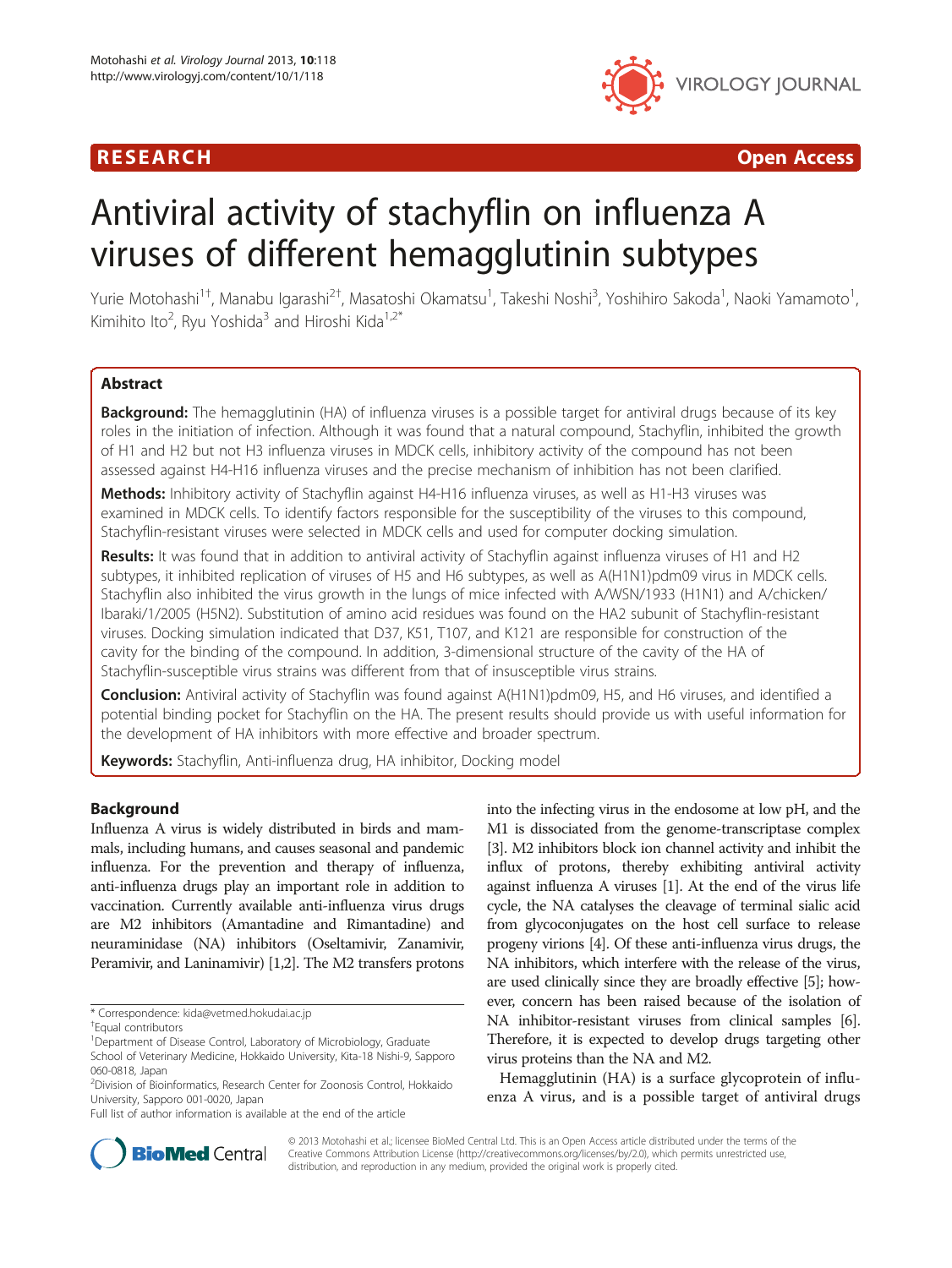**RESEARCH** **Open Access**

# Antiviral activity of stachyflin on influenza A viruses of different hemagglutinin subtypes

Yurie Motohashi[1†], Manabu Igarashi[2†], Masatoshi Okamatsu[1], Takeshi Noshi[3], Yoshihiro Sakoda[1], Naoki Yamamoto[1], Kimihito Ito[2], Ryu Yoshida[3] and Hiroshi Kida[1,2*]

## Abstract

**Background:** The hemagglutinin (HA) of influenza viruses is a possible target for antiviral drugs because of its key roles in the initiation of infection. Although it was found that a natural compound, Stachyflin, inhibited the growth of H1 and H2 but not H3 influenza viruses in MDCK cells, inhibitory activity of the compound has not been assessed against H4-H16 influenza viruses and the precise mechanism of inhibition has not been clarified.

**Methods:** Inhibitory activity of Stachyflin against H4-H16 influenza viruses, as well as H1-H3 viruses was examined in MDCK cells. To identify factors responsible for the susceptibility of the viruses to this compound, Stachyflin-resistant viruses were selected in MDCK cells and used for computer docking simulation.

**Results:** It was found that in addition to antiviral activity of Stachyflin against influenza viruses of H1 and H2 subtypes, it inhibited replication of viruses of H5 and H6 subtypes, as well as A(H1N1)pdm09 virus in MDCK cells. Stachyflin also inhibited the virus growth in the lungs of mice infected with A/WSN/1933 (H1N1) and A/chicken/Ibaraki/1/2005 (H5N2). Substitution of amino acid residues was found on the HA2 subunit of Stachyflin-resistant viruses. Docking simulation indicated that D37, K51, T107, and K121 are responsible for construction of the cavity for the binding of the compound. In addition, 3-dimensional structure of the cavity of the HA of Stachyflin-susceptible virus strains was different from that of insusceptible virus strains.

**Conclusion:** Antiviral activity of Stachyflin was found against A(H1N1)pdm09, H5, and H6 viruses, and identified a potential binding pocket for Stachyflin on the HA. The present results should provide us with useful information for the development of HA inhibitors with more effective and broader spectrum.

**Keywords:** Stachyflin, Anti-influenza drug, HA inhibitor, Docking model

## Background

Influenza A virus is widely distributed in birds and mammals, including humans, and causes seasonal and pandemic influenza. For the prevention and therapy of influenza, anti-influenza drugs play an important role in addition to vaccination. Currently available anti-influenza virus drugs are M2 inhibitors (Amantadine and Rimantadine) and neuraminidase (NA) inhibitors (Oseltamivir, Zanamivir, Peramivir, and Laninamivir) [1,2]. The M2 transfers protons into the infecting virus in the endosome at low pH, and the M1 is dissociated from the genome-transcriptase complex [3]. M2 inhibitors block ion channel activity and inhibit the influx of protons, thereby exhibiting antiviral activity against influenza A viruses [1]. At the end of the virus life cycle, the NA catalyses the cleavage of terminal sialic acid from glycoconjugates on the host cell surface to release progeny virions [4]. Of these anti-influenza virus drugs, the NA inhibitors, which interfere with the release of the virus, are used clinically since they are broadly effective [5]; however, concern has been raised because of the isolation of NA inhibitor-resistant viruses from clinical samples [6]. Therefore, it is expected to develop drugs targeting other virus proteins than the NA and M2.

Hemagglutinin (HA) is a surface glycoprotein of influenza A virus, and is a possible target of antiviral drugs

\* Correspondence: kida@vetmed.hokudai.ac.jp
†Equal contributors
[1]Department of Disease Control, Laboratory of Microbiology, Graduate School of Veterinary Medicine, Hokkaido University, Kita-18 Nishi-9, Sapporo 060-0818, Japan
[2]Division of Bioinformatics, Research Center for Zoonosis Control, Hokkaido University, Sapporo 001-0020, Japan
Full list of author information is available at the end of the article

© 2013 Motohashi et al.; licensee BioMed Central Ltd. This is an Open Access article distributed under the terms of the Creative Commons Attribution License (http://creativecommons.org/licenses/by/2.0), which permits unrestricted use, distribution, and reproduction in any medium, provided the original work is properly cited.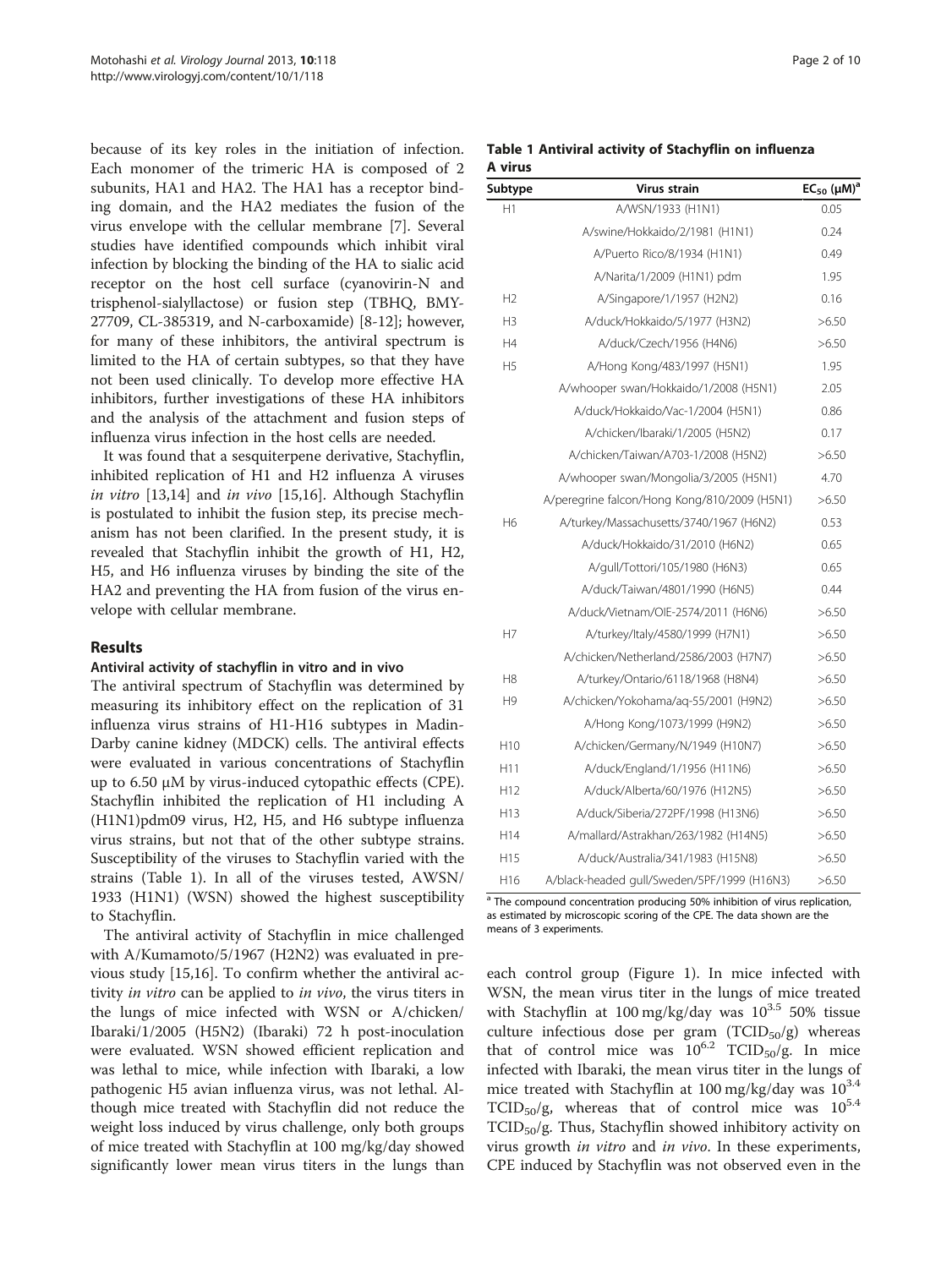because of its key roles in the initiation of infection. Each monomer of the trimeric HA is composed of 2 subunits, HA1 and HA2. The HA1 has a receptor binding domain, and the HA2 mediates the fusion of the virus envelope with the cellular membrane [7]. Several studies have identified compounds which inhibit viral infection by blocking the binding of the HA to sialic acid receptor on the host cell surface (cyanovirin-N and trisphenol-sialyllactose) or fusion step (TBHQ, BMY-27709, CL-385319, and N-carboxamide) [8-12]; however, for many of these inhibitors, the antiviral spectrum is limited to the HA of certain subtypes, so that they have not been used clinically. To develop more effective HA inhibitors, further investigations of these HA inhibitors and the analysis of the attachment and fusion steps of influenza virus infection in the host cells are needed.

It was found that a sesquiterpene derivative, Stachyflin, inhibited replication of H1 and H2 influenza A viruses *in vitro* [13,14] and *in vivo* [15,16]. Although Stachyflin is postulated to inhibit the fusion step, its precise mechanism has not been clarified. In the present study, it is revealed that Stachyflin inhibit the growth of H1, H2, H5, and H6 influenza viruses by binding the site of the HA2 and preventing the HA from fusion of the virus envelope with cellular membrane.

## Results

### Antiviral activity of stachyflin in vitro and in vivo

The antiviral spectrum of Stachyflin was determined by measuring its inhibitory effect on the replication of 31 influenza virus strains of H1-H16 subtypes in Madin-Darby canine kidney (MDCK) cells. The antiviral effects were evaluated in various concentrations of Stachyflin up to 6.50 μM by virus-induced cytopathic effects (CPE). Stachyflin inhibited the replication of H1 including A (H1N1)pdm09 virus, H2, H5, and H6 subtype influenza virus strains, but not that of the other subtype strains. Susceptibility of the viruses to Stachyflin varied with the strains (Table 1). In all of the viruses tested, AWSN/1933 (H1N1) (WSN) showed the highest susceptibility to Stachyflin.

The antiviral activity of Stachyflin in mice challenged with A/Kumamoto/5/1967 (H2N2) was evaluated in previous study [15,16]. To confirm whether the antiviral activity *in vitro* can be applied to *in vivo*, the virus titers in the lungs of mice infected with WSN or A/chicken/Ibaraki/1/2005 (H5N2) (Ibaraki) 72 h post-inoculation were evaluated. WSN showed efficient replication and was lethal to mice, while infection with Ibaraki, a low pathogenic H5 avian influenza virus, was not lethal. Although mice treated with Stachyflin did not reduce the weight loss induced by virus challenge, only both groups of mice treated with Stachyflin at 100 mg/kg/day showed significantly lower mean virus titers in the lungs than each control group (Figure 1). In mice infected with WSN, the mean virus titer in the lungs of mice treated with Stachyflin at 100 mg/kg/day was $10^{3.5}$ 50% tissue culture infectious dose per gram ($TCID_{50}$/g) whereas that of control mice was $10^{6.2}$ $TCID_{50}$/g. In mice infected with Ibaraki, the mean virus titer in the lungs of mice treated with Stachyflin at 100 mg/kg/day was $10^{3.4}$ $TCID_{50}$/g, whereas that of control mice was $10^{5.4}$ $TCID_{50}$/g. Thus, Stachyflin showed inhibitory activity on virus growth *in vitro* and *in vivo*. In these experiments, CPE induced by Stachyflin was not observed even in the

**Table 1 Antiviral activity of Stachyflin on influenza A virus**

| Subtype | Virus strain | $EC_{50}$ (μM)[a] |
|---|---|---|
| H1 | A/WSN/1933 (H1N1) | 0.05 |
| | A/swine/Hokkaido/2/1981 (H1N1) | 0.24 |
| | A/Puerto Rico/8/1934 (H1N1) | 0.49 |
| | A/Narita/1/2009 (H1N1) pdm | 1.95 |
| H2 | A/Singapore/1/1957 (H2N2) | 0.16 |
| H3 | A/duck/Hokkaido/5/1977 (H3N2) | >6.50 |
| H4 | A/duck/Czech/1956 (H4N6) | >6.50 |
| H5 | A/Hong Kong/483/1997 (H5N1) | 1.95 |
| | A/whooper swan/Hokkaido/1/2008 (H5N1) | 2.05 |
| | A/duck/Hokkaido/Vac-1/2004 (H5N1) | 0.86 |
| | A/chicken/Ibaraki/1/2005 (H5N2) | 0.17 |
| | A/chicken/Taiwan/A703-1/2008 (H5N2) | >6.50 |
| | A/whooper swan/Mongolia/3/2005 (H5N1) | 4.70 |
| | A/peregrine falcon/Hong Kong/810/2009 (H5N1) | >6.50 |
| H6 | A/turkey/Massachusetts/3740/1967 (H6N2) | 0.53 |
| | A/duck/Hokkaido/31/2010 (H6N2) | 0.65 |
| | A/gull/Tottori/105/1980 (H6N3) | 0.65 |
| | A/duck/Taiwan/4801/1990 (H6N5) | 0.44 |
| | A/duck/Vietnam/OIE-2574/2011 (H6N6) | >6.50 |
| H7 | A/turkey/Italy/4580/1999 (H7N1) | >6.50 |
| | A/chicken/Netherland/2586/2003 (H7N7) | >6.50 |
| H8 | A/turkey/Ontario/6118/1968 (H8N4) | >6.50 |
| H9 | A/chicken/Yokohama/aq-55/2001 (H9N2) | >6.50 |
| | A/Hong Kong/1073/1999 (H9N2) | >6.50 |
| H10 | A/chicken/Germany/N/1949 (H10N7) | >6.50 |
| H11 | A/duck/England/1/1956 (H11N6) | >6.50 |
| H12 | A/duck/Alberta/60/1976 (H12N5) | >6.50 |
| H13 | A/duck/Siberia/272PF/1998 (H13N6) | >6.50 |
| H14 | A/mallard/Astrakhan/263/1982 (H14N5) | >6.50 |
| H15 | A/duck/Australia/341/1983 (H15N8) | >6.50 |
| H16 | A/black-headed gull/Sweden/5PF/1999 (H16N3) | >6.50 |

[a] The compound concentration producing 50% inhibition of virus replication, as estimated by microscopic scoring of the CPE. The data shown are the means of 3 experiments.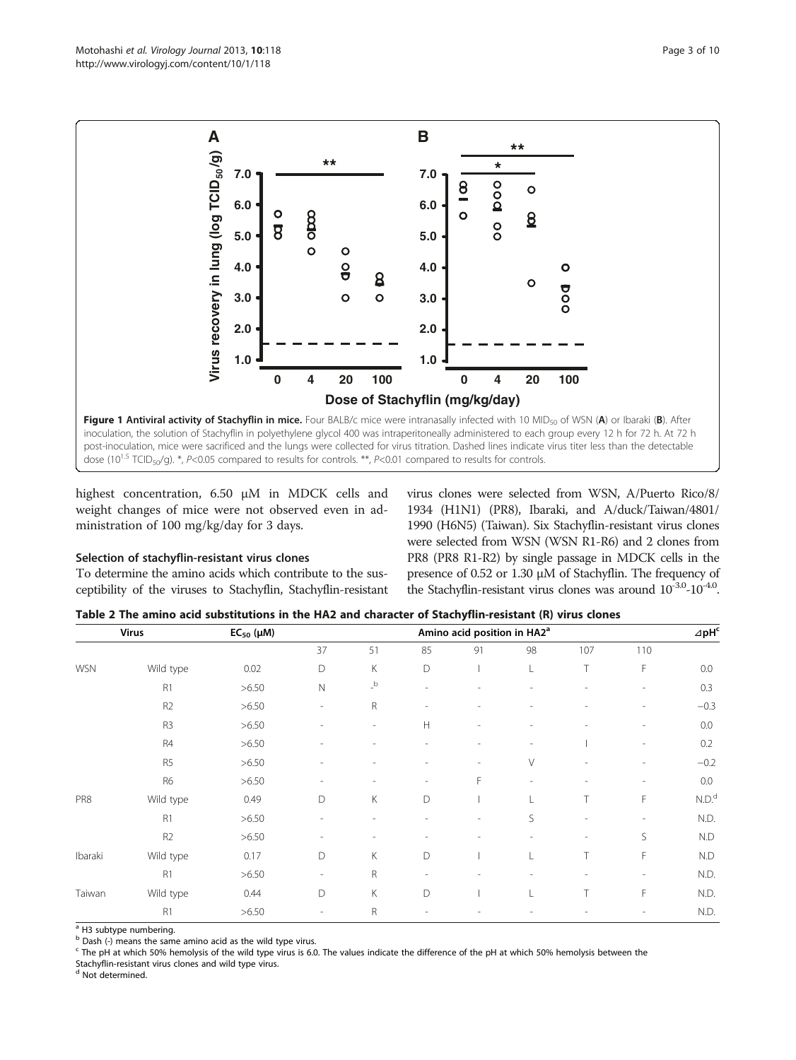Figure 1 Antiviral activity of Stachyflin in mice. Four BALB/c mice were intranasally infected with 10 $MID_{50}$ of WSN (A) or Ibaraki (B). After inoculation, the solution of Stachyflin in polyethylene glycol 400 was intraperitoneally administered to each group every 12 h for 72 h. At 72 h post-inoculation, mice were sacrificed and the lungs were collected for virus titration. Dashed lines indicate virus titer less than the detectable dose ($10^{1.5}$ $TCID_{50}$/g). *, $P<0.05$ compared to results for controls. **, $P<0.01$ compared to results for controls.

highest concentration, 6.50 μM in MDCK cells and weight changes of mice were not observed even in administration of 100 mg/kg/day for 3 days.

### Selection of stachyflin-resistant virus clones

To determine the amino acids which contribute to the susceptibility of the viruses to Stachyflin, Stachyflin-resistant virus clones were selected from WSN, A/Puerto Rico/8/1934 (H1N1) (PR8), Ibaraki, and A/duck/Taiwan/4801/1990 (H6N5) (Taiwan). Six Stachyflin-resistant virus clones were selected from WSN (WSN R1-R6) and 2 clones from PR8 (PR8 R1-R2) by single passage in MDCK cells in the presence of 0.52 or 1.30 μM of Stachyflin. The frequency of the Stachyflin-resistant virus clones was around $10^{-3.0}$-$10^{-4.0}$.

Table 2 The amino acid substitutions in the HA2 and character of Stachyflin-resistant (R) virus clones

| Virus | | $EC_{50}$ (μM) | Amino acid position in HA2[a] | | | | | | | ⊿pH[c] |
|---|---|---|---|---|---|---|---|---|---|---|
| | | | 37 | 51 | 85 | 91 | 98 | 107 | 110 | |
| WSN | Wild type | 0.02 | D | K | D | I | L | T | F | 0.0 |
| | R1 | >6.50 | N | -[b] | - | - | - | - | - | 0.3 |
| | R2 | >6.50 | - | R | - | - | - | - | - | −0.3 |
| | R3 | >6.50 | - | - | H | - | - | - | - | 0.0 |
| | R4 | >6.50 | - | - | - | - | - | I | - | 0.2 |
| | R5 | >6.50 | - | - | - | - | V | - | - | −0.2 |
| | R6 | >6.50 | - | - | - | F | - | - | - | 0.0 |
| PR8 | Wild type | 0.49 | D | K | D | I | L | T | F | N.D.[d] |
| | R1 | >6.50 | - | - | - | - | S | - | - | N.D. |
| | R2 | >6.50 | - | - | - | - | - | - | S | N.D |
| Ibaraki | Wild type | 0.17 | D | K | D | I | L | T | F | N.D |
| | R1 | >6.50 | - | R | - | - | - | - | - | N.D. |
| Taiwan | Wild type | 0.44 | D | K | D | I | L | T | F | N.D. |
| | R1 | >6.50 | - | R | - | - | - | - | - | N.D. |

[a] H3 subtype numbering.
[b] Dash (-) means the same amino acid as the wild type virus.
[c] The pH at which 50% hemolysis of the wild type virus is 6.0. The values indicate the difference of the pH at which 50% hemolysis between the Stachyflin-resistant virus clones and wild type virus.
[d] Not determined.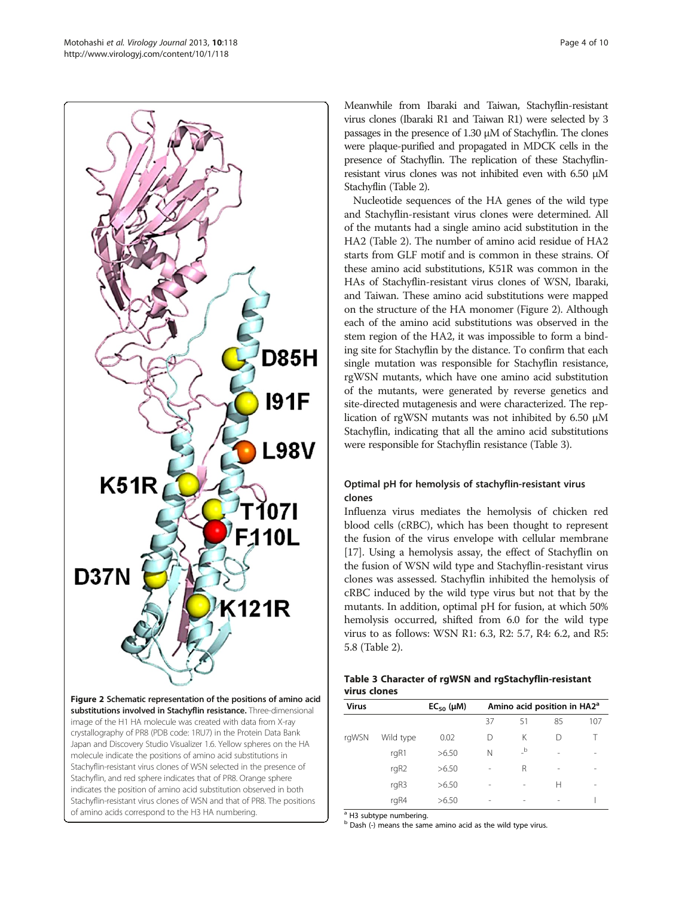Figure 2 Schematic representation of the positions of amino acid substitutions involved in Stachyflin resistance. Three-dimensional image of the H1 HA molecule was created with data from X-ray crystallography of PR8 (PDB code: 1RU7) in the Protein Data Bank Japan and Discovery Studio Visualizer 1.6. Yellow spheres on the HA molecule indicate the positions of amino acid substitutions in Stachyflin-resistant virus clones of WSN selected in the presence of Stachyflin, and red sphere indicates that of PR8. Orange sphere indicates the position of amino acid substitution observed in both Stachyflin-resistant virus clones of WSN and that of PR8. The positions of amino acids correspond to the H3 HA numbering.

Meanwhile from Ibaraki and Taiwan, Stachyflin-resistant virus clones (Ibaraki R1 and Taiwan R1) were selected by 3 passages in the presence of 1.30 μM of Stachyflin. The clones were plaque-purified and propagated in MDCK cells in the presence of Stachyflin. The replication of these Stachyflin-resistant virus clones was not inhibited even with 6.50 μM Stachyflin (Table 2).

Nucleotide sequences of the HA genes of the wild type and Stachyflin-resistant virus clones were determined. All of the mutants had a single amino acid substitution in the HA2 (Table 2). The number of amino acid residue of HA2 starts from GLF motif and is common in these strains. Of these amino acid substitutions, K51R was common in the HAs of Stachyflin-resistant virus clones of WSN, Ibaraki, and Taiwan. These amino acid substitutions were mapped on the structure of the HA monomer (Figure 2). Although each of the amino acid substitutions was observed in the stem region of the HA2, it was impossible to form a binding site for Stachyflin by the distance. To confirm that each single mutation was responsible for Stachyflin resistance, rgWSN mutants, which have one amino acid substitution of the mutants, were generated by reverse genetics and site-directed mutagenesis and were characterized. The replication of rgWSN mutants was not inhibited by 6.50 μM Stachyflin, indicating that all the amino acid substitutions were responsible for Stachyflin resistance (Table 3).

### Optimal pH for hemolysis of stachyflin-resistant virus clones

Influenza virus mediates the hemolysis of chicken red blood cells (cRBC), which has been thought to represent the fusion of the virus envelope with cellular membrane [17]. Using a hemolysis assay, the effect of Stachyflin on the fusion of WSN wild type and Stachyflin-resistant virus clones was assessed. Stachyflin inhibited the hemolysis of cRBC induced by the wild type virus but not that by the mutants. In addition, optimal pH for fusion, at which 50% hemolysis occurred, shifted from 6.0 for the wild type virus to as follows: WSN R1: 6.3, R2: 5.7, R4: 6.2, and R5: 5.8 (Table 2).

**Table 3 Character of rgWSN and rgStachyflin-resistant virus clones**

| Virus | | $EC_{50}$ (μM) | Amino acid position in HA2[a] | | | |
|---|---|---|---|---|---|---|
| | | | 37 | 51 | 85 | 107 |
| rgWSN | Wild type | 0.02 | D | K | D | T |
| | rgR1 | >6.50 | N | -[b] | - | - |
| | rgR2 | >6.50 | - | R | - | - |
| | rgR3 | >6.50 | - | - | H | - |
| | rgR4 | >6.50 | - | - | - | I |

[a] H3 subtype numbering.
[b] Dash (-) means the same amino acid as the wild type virus.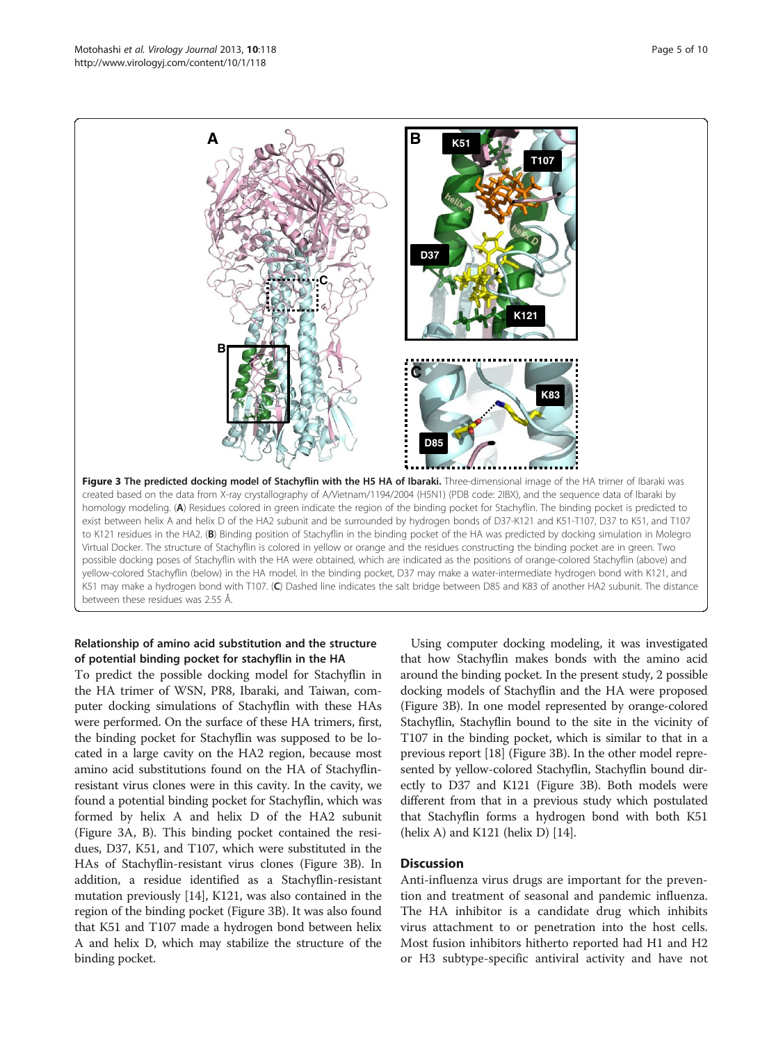**Figure 3 The predicted docking model of Stachyflin with the H5 HA of Ibaraki.** Three-dimensional image of the HA trimer of Ibaraki was created based on the data from X-ray crystallography of A/Vietnam/1194/2004 (H5N1) (PDB code: 2IBX), and the sequence data of Ibaraki by homology modeling. (**A**) Residues colored in green indicate the region of the binding pocket for Stachyflin. The binding pocket is predicted to exist between helix A and helix D of the HA2 subunit and be surrounded by hydrogen bonds of D37-K121 and K51-T107, D37 to K51, and T107 to K121 residues in the HA2. (**B**) Binding position of Stachyflin in the binding pocket of the HA was predicted by docking simulation in Molegro Virtual Docker. The structure of Stachyflin is colored in yellow or orange and the residues constructing the binding pocket are in green. Two possible docking poses of Stachyflin with the HA were obtained, which are indicated as the positions of orange-colored Stachyflin (above) and yellow-colored Stachyflin (below) in the HA model. In the binding pocket, D37 may make a water-intermediate hydrogen bond with K121, and K51 may make a hydrogen bond with T107. (**C**) Dashed line indicates the salt bridge between D85 and K83 of another HA2 subunit. The distance between these residues was 2.55 Å.

### Relationship of amino acid substitution and the structure of potential binding pocket for stachyflin in the HA

To predict the possible docking model for Stachyflin in the HA trimer of WSN, PR8, Ibaraki, and Taiwan, computer docking simulations of Stachyflin with these HAs were performed. On the surface of these HA trimers, first, the binding pocket for Stachyflin was supposed to be located in a large cavity on the HA2 region, because most amino acid substitutions found on the HA of Stachyflin-resistant virus clones were in this cavity. In the cavity, we found a potential binding pocket for Stachyflin, which was formed by helix A and helix D of the HA2 subunit (Figure 3A, B). This binding pocket contained the residues, D37, K51, and T107, which were substituted in the HAs of Stachyflin-resistant virus clones (Figure 3B). In addition, a residue identified as a Stachyflin-resistant mutation previously [14], K121, was also contained in the region of the binding pocket (Figure 3B). It was also found that K51 and T107 made a hydrogen bond between helix A and helix D, which may stabilize the structure of the binding pocket.

Using computer docking modeling, it was investigated that how Stachyflin makes bonds with the amino acid around the binding pocket. In the present study, 2 possible docking models of Stachyflin and the HA were proposed (Figure 3B). In one model represented by orange-colored Stachyflin, Stachyflin bound to the site in the vicinity of T107 in the binding pocket, which is similar to that in a previous report [18] (Figure 3B). In the other model represented by yellow-colored Stachyflin, Stachyflin bound directly to D37 and K121 (Figure 3B). Both models were different from that in a previous study which postulated that Stachyflin forms a hydrogen bond with both K51 (helix A) and K121 (helix D) [14].

## Discussion

Anti-influenza virus drugs are important for the prevention and treatment of seasonal and pandemic influenza. The HA inhibitor is a candidate drug which inhibits virus attachment to or penetration into the host cells. Most fusion inhibitors hitherto reported had H1 and H2 or H3 subtype-specific antiviral activity and have not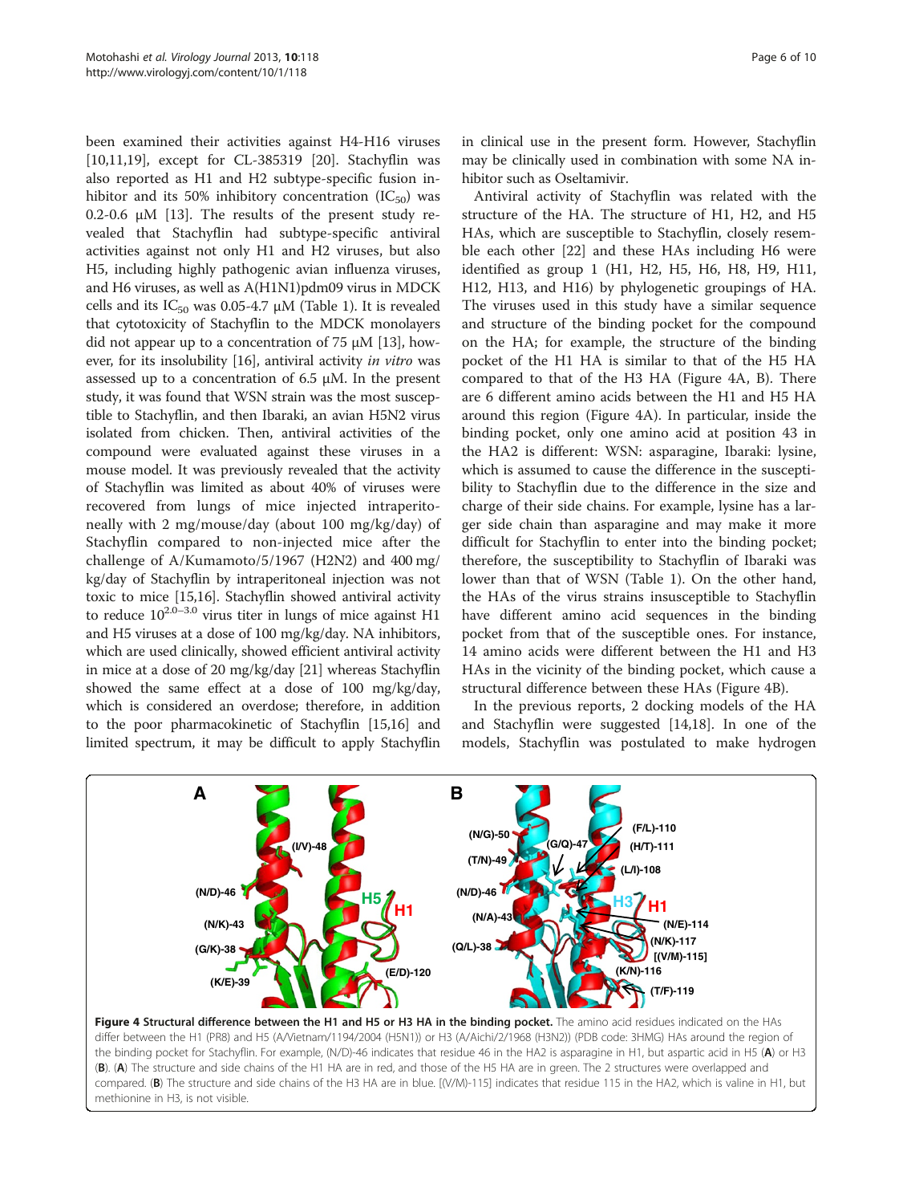been examined their activities against H4-H16 viruses [10,11,19], except for CL-385319 [20]. Stachyflin was also reported as H1 and H2 subtype-specific fusion inhibitor and its 50% inhibitory concentration ($IC_{50}$) was 0.2-0.6 μM [13]. The results of the present study revealed that Stachyflin had subtype-specific antiviral activities against not only H1 and H2 viruses, but also H5, including highly pathogenic avian influenza viruses, and H6 viruses, as well as A(H1N1)pdm09 virus in MDCK cells and its $IC_{50}$ was 0.05-4.7 μM (Table 1). It is revealed that cytotoxicity of Stachyflin to the MDCK monolayers did not appear up to a concentration of 75 μM [13], however, for its insolubility [16], antiviral activity *in vitro* was assessed up to a concentration of 6.5 μM. In the present study, it was found that WSN strain was the most susceptible to Stachyflin, and then Ibaraki, an avian H5N2 virus isolated from chicken. Then, antiviral activities of the compound were evaluated against these viruses in a mouse model. It was previously revealed that the activity of Stachyflin was limited as about 40% of viruses were recovered from lungs of mice injected intraperitoneally with 2 mg/mouse/day (about 100 mg/kg/day) of Stachyflin compared to non-injected mice after the challenge of A/Kumamoto/5/1967 (H2N2) and 400 mg/kg/day of Stachyflin by intraperitoneal injection was not toxic to mice [15,16]. Stachyflin showed antiviral activity to reduce $10^{2.0-3.0}$ virus titer in lungs of mice against H1 and H5 viruses at a dose of 100 mg/kg/day. NA inhibitors, which are used clinically, showed efficient antiviral activity in mice at a dose of 20 mg/kg/day [21] whereas Stachyflin showed the same effect at a dose of 100 mg/kg/day, which is considered an overdose; therefore, in addition to the poor pharmacokinetic of Stachyflin [15,16] and limited spectrum, it may be difficult to apply Stachyflin in clinical use in the present form. However, Stachyflin may be clinically used in combination with some NA inhibitor such as Oseltamivir.

Antiviral activity of Stachyflin was related with the structure of the HA. The structure of H1, H2, and H5 HAs, which are susceptible to Stachyflin, closely resemble each other [22] and these HAs including H6 were identified as group 1 (H1, H2, H5, H6, H8, H9, H11, H12, H13, and H16) by phylogenetic groupings of HA. The viruses used in this study have a similar sequence and structure of the binding pocket for the compound on the HA; for example, the structure of the binding pocket of the H1 HA is similar to that of the H5 HA compared to that of the H3 HA (Figure 4A, B). There are 6 different amino acids between the H1 and H5 HA around this region (Figure 4A). In particular, inside the binding pocket, only one amino acid at position 43 in the HA2 is different: WSN: asparagine, Ibaraki: lysine, which is assumed to cause the difference in the susceptibility to Stachyflin due to the difference in the size and charge of their side chains. For example, lysine has a larger side chain than asparagine and may make it more difficult for Stachyflin to enter into the binding pocket; therefore, the susceptibility to Stachyflin of Ibaraki was lower than that of WSN (Table 1). On the other hand, the HAs of the virus strains insusceptible to Stachyflin have different amino acid sequences in the binding pocket from that of the susceptible ones. For instance, 14 amino acids were different between the H1 and H3 HAs in the vicinity of the binding pocket, which cause a structural difference between these HAs (Figure 4B).

In the previous reports, 2 docking models of the HA and Stachyflin were suggested [14,18]. In one of the models, Stachyflin was postulated to make hydrogen

**Figure 4 Structural difference between the H1 and H5 or H3 HA in the binding pocket.** The amino acid residues indicated on the HAs differ between the H1 (PR8) and H5 (A/Vietnam/1194/2004 (H5N1)) or H3 (A/Aichi/2/1968 (H3N2)) (PDB code: 3HMG) HAs around the region of the binding pocket for Stachyflin. For example, (N/D)-46 indicates that residue 46 in the HA2 is asparagine in H1, but aspartic acid in H5 (**A**) or H3 (**B**). (**A**) The structure and side chains of the H1 HA are in red, and those of the H5 HA are in green. The 2 structures were overlapped and compared. (**B**) The structure and side chains of the H3 HA are in blue. [(V/M)-115] indicates that residue 115 in the HA2, which is valine in H1, but methionine in H3, is not visible.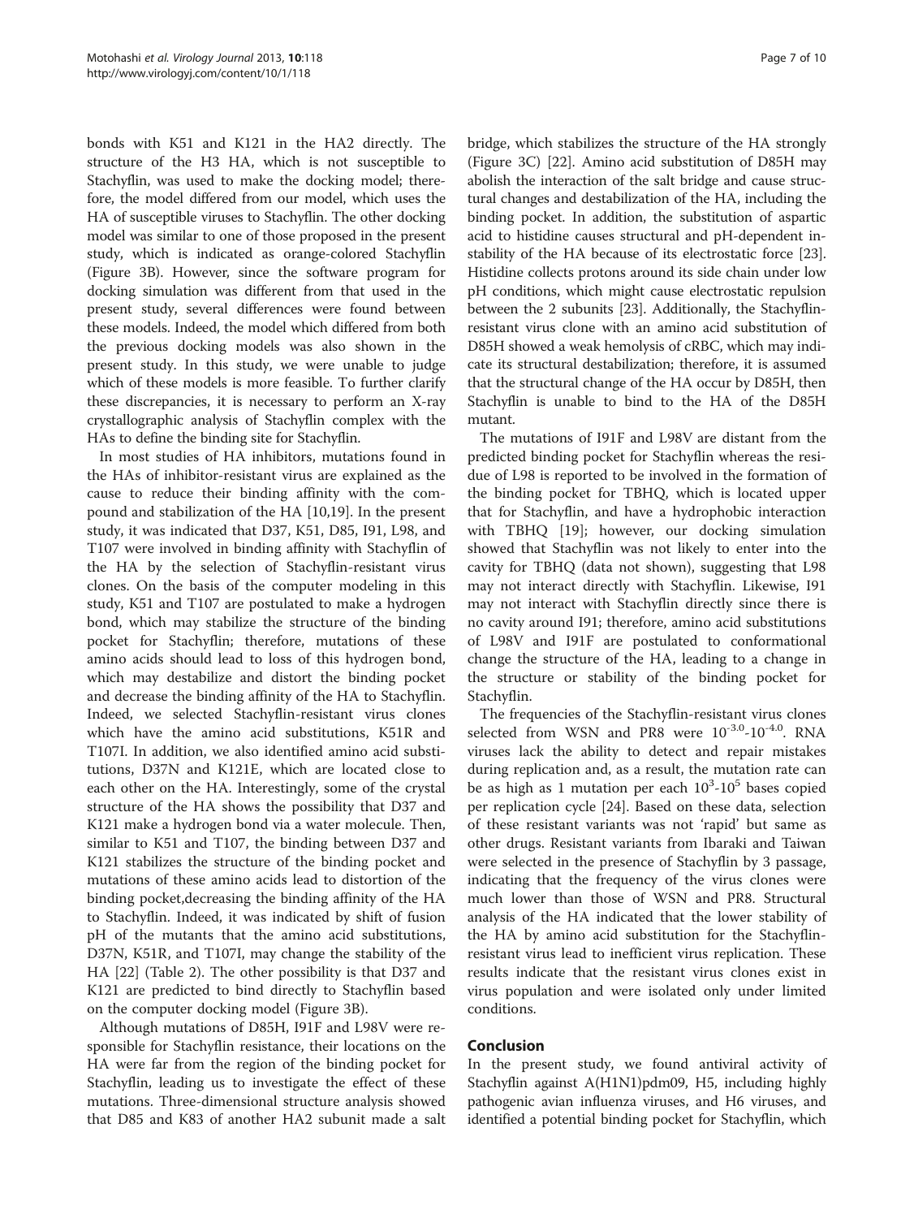bonds with K51 and K121 in the HA2 directly. The structure of the H3 HA, which is not susceptible to Stachyflin, was used to make the docking model; therefore, the model differed from our model, which uses the HA of susceptible viruses to Stachyflin. The other docking model was similar to one of those proposed in the present study, which is indicated as orange-colored Stachyflin (Figure 3B). However, since the software program for docking simulation was different from that used in the present study, several differences were found between these models. Indeed, the model which differed from both the previous docking models was also shown in the present study. In this study, we were unable to judge which of these models is more feasible. To further clarify these discrepancies, it is necessary to perform an X-ray crystallographic analysis of Stachyflin complex with the HAs to define the binding site for Stachyflin.

In most studies of HA inhibitors, mutations found in the HAs of inhibitor-resistant virus are explained as the cause to reduce their binding affinity with the compound and stabilization of the HA [10,19]. In the present study, it was indicated that D37, K51, D85, I91, L98, and T107 were involved in binding affinity with Stachyflin of the HA by the selection of Stachyflin-resistant virus clones. On the basis of the computer modeling in this study, K51 and T107 are postulated to make a hydrogen bond, which may stabilize the structure of the binding pocket for Stachyflin; therefore, mutations of these amino acids should lead to loss of this hydrogen bond, which may destabilize and distort the binding pocket and decrease the binding affinity of the HA to Stachyflin. Indeed, we selected Stachyflin-resistant virus clones which have the amino acid substitutions, K51R and T107I. In addition, we also identified amino acid substitutions, D37N and K121E, which are located close to each other on the HA. Interestingly, some of the crystal structure of the HA shows the possibility that D37 and K121 make a hydrogen bond via a water molecule. Then, similar to K51 and T107, the binding between D37 and K121 stabilizes the structure of the binding pocket and mutations of these amino acids lead to distortion of the binding pocket,decreasing the binding affinity of the HA to Stachyflin. Indeed, it was indicated by shift of fusion pH of the mutants that the amino acid substitutions, D37N, K51R, and T107I, may change the stability of the HA [22] (Table 2). The other possibility is that D37 and K121 are predicted to bind directly to Stachyflin based on the computer docking model (Figure 3B).

Although mutations of D85H, I91F and L98V were responsible for Stachyflin resistance, their locations on the HA were far from the region of the binding pocket for Stachyflin, leading us to investigate the effect of these mutations. Three-dimensional structure analysis showed that D85 and K83 of another HA2 subunit made a salt bridge, which stabilizes the structure of the HA strongly (Figure 3C) [22]. Amino acid substitution of D85H may abolish the interaction of the salt bridge and cause structural changes and destabilization of the HA, including the binding pocket. In addition, the substitution of aspartic acid to histidine causes structural and pH-dependent instability of the HA because of its electrostatic force [23]. Histidine collects protons around its side chain under low pH conditions, which might cause electrostatic repulsion between the 2 subunits [23]. Additionally, the Stachyflin-resistant virus clone with an amino acid substitution of D85H showed a weak hemolysis of cRBC, which may indicate its structural destabilization; therefore, it is assumed that the structural change of the HA occur by D85H, then Stachyflin is unable to bind to the HA of the D85H mutant.

The mutations of I91F and L98V are distant from the predicted binding pocket for Stachyflin whereas the residue of L98 is reported to be involved in the formation of the binding pocket for TBHQ, which is located upper that for Stachyflin, and have a hydrophobic interaction with TBHQ [19]; however, our docking simulation showed that Stachyflin was not likely to enter into the cavity for TBHQ (data not shown), suggesting that L98 may not interact directly with Stachyflin. Likewise, I91 may not interact with Stachyflin directly since there is no cavity around I91; therefore, amino acid substitutions of L98V and I91F are postulated to conformational change the structure of the HA, leading to a change in the structure or stability of the binding pocket for Stachyflin.

The frequencies of the Stachyflin-resistant virus clones selected from WSN and PR8 were $10^{-3.0}$-$10^{-4.0}$. RNA viruses lack the ability to detect and repair mistakes during replication and, as a result, the mutation rate can be as high as 1 mutation per each $10^3$-$10^5$ bases copied per replication cycle [24]. Based on these data, selection of these resistant variants was not 'rapid' but same as other drugs. Resistant variants from Ibaraki and Taiwan were selected in the presence of Stachyflin by 3 passage, indicating that the frequency of the virus clones were much lower than those of WSN and PR8. Structural analysis of the HA indicated that the lower stability of the HA by amino acid substitution for the Stachyflin-resistant virus lead to inefficient virus replication. These results indicate that the resistant virus clones exist in virus population and were isolated only under limited conditions.

## Conclusion

In the present study, we found antiviral activity of Stachyflin against A(H1N1)pdm09, H5, including highly pathogenic avian influenza viruses, and H6 viruses, and identified a potential binding pocket for Stachyflin, which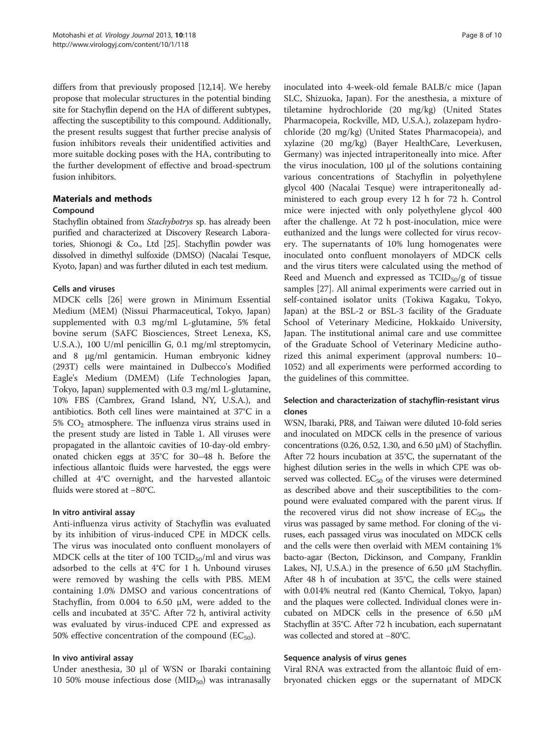differs from that previously proposed [12,14]. We hereby propose that molecular structures in the potential binding site for Stachyflin depend on the HA of different subtypes, affecting the susceptibility to this compound. Additionally, the present results suggest that further precise analysis of fusion inhibitors reveals their unidentified activities and more suitable docking poses with the HA, contributing to the further development of effective and broad-spectrum fusion inhibitors.

## Materials and methods

### Compound

Stachyflin obtained from *Stachybotrys* sp. has already been purified and characterized at Discovery Research Laboratories, Shionogi & Co., Ltd [25]. Stachyflin powder was dissolved in dimethyl sulfoxide (DMSO) (Nacalai Tesque, Kyoto, Japan) and was further diluted in each test medium.

### Cells and viruses

MDCK cells [26] were grown in Minimum Essential Medium (MEM) (Nissui Pharmaceutical, Tokyo, Japan) supplemented with 0.3 mg/ml L-glutamine, 5% fetal bovine serum (SAFC Biosciences, Street Lenexa, KS, U.S.A.), 100 U/ml penicillin G, 0.1 mg/ml streptomycin, and 8 μg/ml gentamicin. Human embryonic kidney (293T) cells were maintained in Dulbecco's Modified Eagle's Medium (DMEM) (Life Technologies Japan, Tokyo, Japan) supplemented with 0.3 mg/ml L-glutamine, 10% FBS (Cambrex, Grand Island, NY, U.S.A.), and antibiotics. Both cell lines were maintained at 37°C in a 5% $CO_2$ atmosphere. The influenza virus strains used in the present study are listed in Table 1. All viruses were propagated in the allantoic cavities of 10-day-old embryonated chicken eggs at 35°C for 30–48 h. Before the infectious allantoic fluids were harvested, the eggs were chilled at 4°C overnight, and the harvested allantoic fluids were stored at −80°C.

### In vitro antiviral assay

Anti-influenza virus activity of Stachyflin was evaluated by its inhibition of virus-induced CPE in MDCK cells. The virus was inoculated onto confluent monolayers of MDCK cells at the titer of 100 $TCID_{50}$/ml and virus was adsorbed to the cells at 4°C for 1 h. Unbound viruses were removed by washing the cells with PBS. MEM containing 1.0% DMSO and various concentrations of Stachyflin, from 0.004 to 6.50 μM, were added to the cells and incubated at 35°C. After 72 h, antiviral activity was evaluated by virus-induced CPE and expressed as 50% effective concentration of the compound ($EC_{50}$).

### In vivo antiviral assay

Under anesthesia, 30 μl of WSN or Ibaraki containing 10 50% mouse infectious dose ($MID_{50}$) was intranasally inoculated into 4-week-old female BALB/c mice (Japan SLC, Shizuoka, Japan). For the anesthesia, a mixture of tiletamine hydrochloride (20 mg/kg) (United States Pharmacopeia, Rockville, MD, U.S.A.), zolazepam hydrochloride (20 mg/kg) (United States Pharmacopeia), and xylazine (20 mg/kg) (Bayer HealthCare, Leverkusen, Germany) was injected intraperitoneally into mice. After the virus inoculation, 100 μl of the solutions containing various concentrations of Stachyflin in polyethylene glycol 400 (Nacalai Tesque) were intraperitoneally administered to each group every 12 h for 72 h. Control mice were injected with only polyethylene glycol 400 after the challenge. At 72 h post-inoculation, mice were euthanized and the lungs were collected for virus recovery. The supernatants of 10% lung homogenates were inoculated onto confluent monolayers of MDCK cells and the virus titers were calculated using the method of Reed and Muench and expressed as $TCID_{50}$/g of tissue samples [27]. All animal experiments were carried out in self-contained isolator units (Tokiwa Kagaku, Tokyo, Japan) at the BSL-2 or BSL-3 facility of the Graduate School of Veterinary Medicine, Hokkaido University, Japan. The institutional animal care and use committee of the Graduate School of Veterinary Medicine authorized this animal experiment (approval numbers: 10–1052) and all experiments were performed according to the guidelines of this committee.

### Selection and characterization of stachyflin-resistant virus clones

WSN, Ibaraki, PR8, and Taiwan were diluted 10-fold series and inoculated on MDCK cells in the presence of various concentrations (0.26, 0.52, 1.30, and 6.50 μM) of Stachyflin. After 72 hours incubation at 35°C, the supernatant of the highest dilution series in the wells in which CPE was observed was collected. $EC_{50}$ of the viruses were determined as described above and their susceptibilities to the compound were evaluated compared with the parent virus. If the recovered virus did not show increase of $EC_{50}$, the virus was passaged by same method. For cloning of the viruses, each passaged virus was inoculated on MDCK cells and the cells were then overlaid with MEM containing 1% bacto-agar (Becton, Dickinson, and Company, Franklin Lakes, NJ, U.S.A.) in the presence of 6.50 μM Stachyflin. After 48 h of incubation at 35°C, the cells were stained with 0.014% neutral red (Kanto Chemical, Tokyo, Japan) and the plaques were collected. Individual clones were incubated on MDCK cells in the presence of 6.50 μM Stachyflin at 35°C. After 72 h incubation, each supernatant was collected and stored at −80°C.

### Sequence analysis of virus genes

Viral RNA was extracted from the allantoic fluid of embryonated chicken eggs or the supernatant of MDCK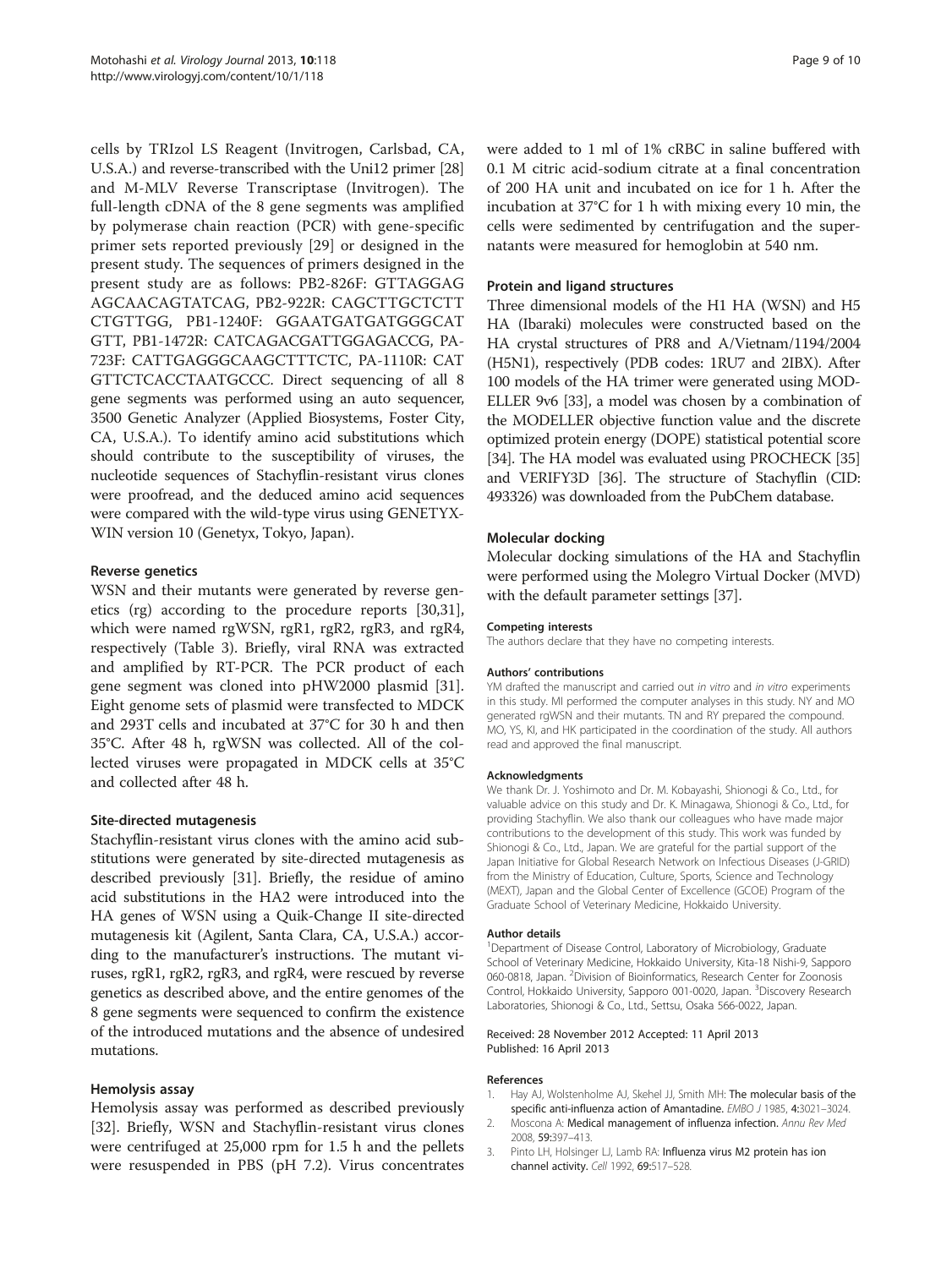cells by TRIzol LS Reagent (Invitrogen, Carlsbad, CA, U.S.A.) and reverse-transcribed with the Uni12 primer [28] and M-MLV Reverse Transcriptase (Invitrogen). The full-length cDNA of the 8 gene segments was amplified by polymerase chain reaction (PCR) with gene-specific primer sets reported previously [29] or designed in the present study. The sequences of primers designed in the present study are as follows: PB2-826F: GTTAGGAG AGCAACAGTATCAG, PB2-922R: CAGCTTGCTCTT CTGTTGG, PB1-1240F: GGAATGATGATGGGCAT GTT, PB1-1472R: CATCAGACGATTGGAGACCG, PA-723F: CATTGAGGGCAAGCTTTCTC, PA-1110R: CAT GTTCTCACCTAATGCCC. Direct sequencing of all 8 gene segments was performed using an auto sequencer, 3500 Genetic Analyzer (Applied Biosystems, Foster City, CA, U.S.A.). To identify amino acid substitutions which should contribute to the susceptibility of viruses, the nucleotide sequences of Stachyflin-resistant virus clones were proofread, and the deduced amino acid sequences were compared with the wild-type virus using GENETYX-WIN version 10 (Genetyx, Tokyo, Japan).

### Reverse genetics

WSN and their mutants were generated by reverse genetics (rg) according to the procedure reports [30,31], which were named rgWSN, rgR1, rgR2, rgR3, and rgR4, respectively (Table 3). Briefly, viral RNA was extracted and amplified by RT-PCR. The PCR product of each gene segment was cloned into pHW2000 plasmid [31]. Eight genome sets of plasmid were transfected to MDCK and 293T cells and incubated at 37°C for 30 h and then 35°C. After 48 h, rgWSN was collected. All of the collected viruses were propagated in MDCK cells at 35°C and collected after 48 h.

### Site-directed mutagenesis

Stachyflin-resistant virus clones with the amino acid substitutions were generated by site-directed mutagenesis as described previously [31]. Briefly, the residue of amino acid substitutions in the HA2 were introduced into the HA genes of WSN using a Quik-Change II site-directed mutagenesis kit (Agilent, Santa Clara, CA, U.S.A.) according to the manufacturer's instructions. The mutant viruses, rgR1, rgR2, rgR3, and rgR4, were rescued by reverse genetics as described above, and the entire genomes of the 8 gene segments were sequenced to confirm the existence of the introduced mutations and the absence of undesired mutations.

### Hemolysis assay

Hemolysis assay was performed as described previously [32]. Briefly, WSN and Stachyflin-resistant virus clones were centrifuged at 25,000 rpm for 1.5 h and the pellets were resuspended in PBS (pH 7.2). Virus concentrates were added to 1 ml of 1% cRBC in saline buffered with 0.1 M citric acid-sodium citrate at a final concentration of 200 HA unit and incubated on ice for 1 h. After the incubation at 37°C for 1 h with mixing every 10 min, the cells were sedimented by centrifugation and the supernatants were measured for hemoglobin at 540 nm.

### Protein and ligand structures

Three dimensional models of the H1 HA (WSN) and H5 HA (Ibaraki) molecules were constructed based on the HA crystal structures of PR8 and A/Vietnam/1194/2004 (H5N1), respectively (PDB codes: 1RU7 and 2IBX). After 100 models of the HA trimer were generated using MODELLER 9v6 [33], a model was chosen by a combination of the MODELLER objective function value and the discrete optimized protein energy (DOPE) statistical potential score [34]. The HA model was evaluated using PROCHECK [35] and VERIFY3D [36]. The structure of Stachyflin (CID: 493326) was downloaded from the PubChem database.

### Molecular docking

Molecular docking simulations of the HA and Stachyflin were performed using the Molegro Virtual Docker (MVD) with the default parameter settings [37].

#### Competing interests

The authors declare that they have no competing interests.

#### Authors' contributions

YM drafted the manuscript and carried out *in vitro* and *in vitro* experiments in this study. MI performed the computer analyses in this study. NY and MO generated rgWSN and their mutants. TN and RY prepared the compound. MO, YS, KI, and HK participated in the coordination of the study. All authors read and approved the final manuscript.

#### Acknowledgments

We thank Dr. J. Yoshimoto and Dr. M. Kobayashi, Shionogi & Co., Ltd., for valuable advice on this study and Dr. K. Minagawa, Shionogi & Co., Ltd., for providing Stachyflin. We also thank our colleagues who have made major contributions to the development of this study. This work was funded by Shionogi & Co., Ltd., Japan. We are grateful for the partial support of the Japan Initiative for Global Research Network on Infectious Diseases (J-GRID) from the Ministry of Education, Culture, Sports, Science and Technology (MEXT), Japan and the Global Center of Excellence (GCOE) Program of the Graduate School of Veterinary Medicine, Hokkaido University.

#### Author details

[1]Department of Disease Control, Laboratory of Microbiology, Graduate School of Veterinary Medicine, Hokkaido University, Kita-18 Nishi-9, Sapporo 060-0818, Japan. [2]Division of Bioinformatics, Research Center for Zoonosis Control, Hokkaido University, Sapporo 001-0020, Japan. [3]Discovery Research Laboratories, Shionogi & Co., Ltd., Settsu, Osaka 566-0022, Japan.

Received: 28 November 2012 Accepted: 11 April 2013
Published: 16 April 2013

#### References

1. Hay AJ, Wolstenholme AJ, Skehel JJ, Smith MH: **The molecular basis of the specific anti-influenza action of Amantadine.** *EMBO J* 1985, **4:**3021–3024.
2. Moscona A: **Medical management of influenza infection.** *Annu Rev Med* 2008, **59:**397–413.
3. Pinto LH, Holsinger LJ, Lamb RA: **Influenza virus M2 protein has ion channel activity.** *Cell* 1992, **69:**517–528.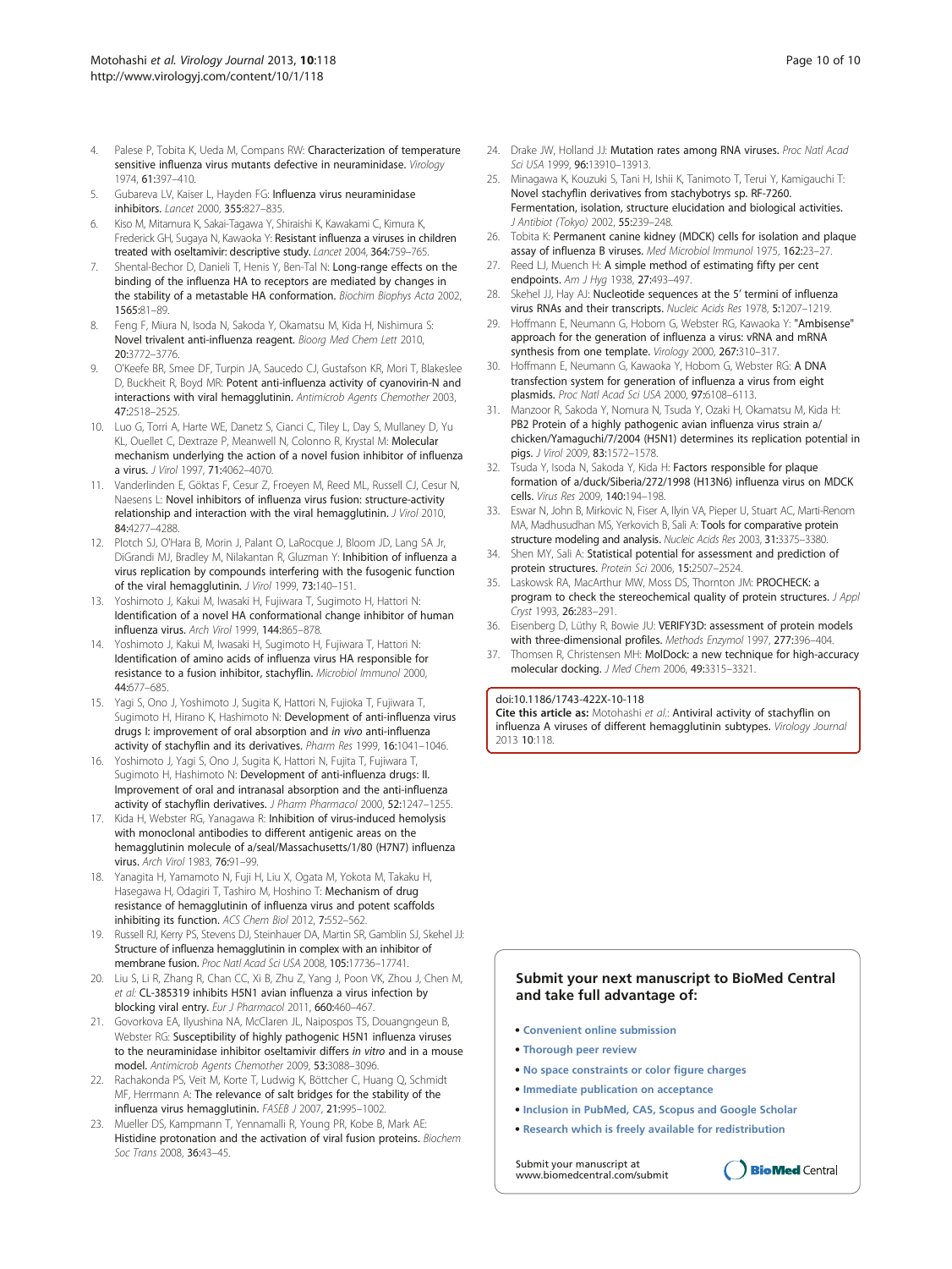4. Palese P, Tobita K, Ueda M, Compans RW: **Characterization of temperature sensitive influenza virus mutants defective in neuraminidase.** *Virology* 1974, **61:**397–410.
5. Gubareva LV, Kaiser L, Hayden FG: **Influenza virus neuraminidase inhibitors.** *Lancet* 2000, **355:**827–835.
6. Kiso M, Mitamura K, Sakai-Tagawa Y, Shiraishi K, Kawakami C, Kimura K, Frederick GH, Sugaya N, Kawaoka Y: **Resistant influenza a viruses in children treated with oseltamivir: descriptive study.** *Lancet* 2004, **364:**759–765.
7. Shental-Bechor D, Danieli T, Henis Y, Ben-Tal N: **Long-range effects on the binding of the influenza HA to receptors are mediated by changes in the stability of a metastable HA conformation.** *Biochim Biophys Acta* 2002, **1565:**81–89.
8. Feng F, Miura N, Isoda N, Sakoda Y, Okamatsu M, Kida H, Nishimura S: **Novel trivalent anti-influenza reagent.** *Bioorg Med Chem Lett* 2010, **20:**3772–3776.
9. O'Keefe BR, Smee DF, Turpin JA, Saucedo CJ, Gustafson KR, Mori T, Blakeslee D, Buckheit R, Boyd MR: **Potent anti-influenza activity of cyanovirin-N and interactions with viral hemagglutinin.** *Antimicrob Agents Chemother* 2003, **47:**2518–2525.
10. Luo G, Torri A, Harte WE, Danetz S, Cianci C, Tiley L, Day S, Mullaney D, Yu KL, Ouellet C, Dextraze P, Meanwell N, Colonno R, Krystal M: **Molecular mechanism underlying the action of a novel fusion inhibitor of influenza a virus.** *J Virol* 1997, **71:**4062–4070.
11. Vanderlinden E, Göktas F, Cesur Z, Froeyen M, Reed ML, Russell CJ, Cesur N, Naesens L: **Novel inhibitors of influenza virus fusion: structure-activity relationship and interaction with the viral hemagglutinin.** *J Virol* 2010, **84:**4277–4288.
12. Plotch SJ, O'Hara B, Morin J, Palant O, LaRocque J, Bloom JD, Lang SA Jr, DiGrandi MJ, Bradley M, Nilakantan R, Gluzman Y: **Inhibition of influenza a virus replication by compounds interfering with the fusogenic function of the viral hemagglutinin.** *J Virol* 1999, **73:**140–151.
13. Yoshimoto J, Kakui M, Iwasaki H, Fujiwara T, Sugimoto H, Hattori N: **Identification of a novel HA conformational change inhibitor of human influenza virus.** *Arch Virol* 1999, **144:**865–878.
14. Yoshimoto J, Kakui M, Iwasaki H, Sugimoto H, Fujiwara T, Hattori N: **Identification of amino acids of influenza virus HA responsible for resistance to a fusion inhibitor, stachyflin.** *Microbiol Immunol* 2000, **44:**677–685.
15. Yagi S, Ono J, Yoshimoto J, Sugita K, Hattori N, Fujioka T, Fujiwara T, Sugimoto H, Hirano K, Hashimoto N: **Development of anti-influenza virus drugs I: improvement of oral absorption and *in vivo* anti-influenza activity of stachyflin and its derivatives.** *Pharm Res* 1999, **16:**1041–1046.
16. Yoshimoto J, Yagi S, Ono J, Sugita K, Hattori N, Fujita T, Fujiwara T, Sugimoto H, Hashimoto N: **Development of anti-influenza drugs: II. Improvement of oral and intranasal absorption and the anti-influenza activity of stachyflin derivatives.** *J Pharm Pharmacol* 2000, **52:**1247–1255.
17. Kida H, Webster RG, Yanagawa R: **Inhibition of virus-induced hemolysis with monoclonal antibodies to different antigenic areas on the hemagglutinin molecule of a/seal/Massachusetts/1/80 (H7N7) influenza virus.** *Arch Virol* 1983, **76:**91–99.
18. Yanagita H, Yamamoto N, Fuji H, Liu X, Ogata M, Yokota M, Takaku H, Hasegawa H, Odagiri T, Tashiro M, Hoshino T: **Mechanism of drug resistance of hemagglutinin of influenza virus and potent scaffolds inhibiting its function.** *ACS Chem Biol* 2012, **7:**552–562.
19. Russell RJ, Kerry PS, Stevens DJ, Steinhauer DA, Martin SR, Gamblin SJ, Skehel JJ: **Structure of influenza hemagglutinin in complex with an inhibitor of membrane fusion.** *Proc Natl Acad Sci USA* 2008, **105:**17736–17741.
20. Liu S, Li R, Zhang R, Chan CC, Xi B, Zhu Z, Yang J, Poon VK, Zhou J, Chen M, *et al*: **CL-385319 inhibits H5N1 avian influenza a virus infection by blocking viral entry.** *Eur J Pharmacol* 2011, **660:**460–467.
21. Govorkova EA, Ilyushina NA, McClaren JL, Naipospos TS, Douangngeun B, Webster RG: **Susceptibility of highly pathogenic H5N1 influenza viruses to the neuraminidase inhibitor oseltamivir differs *in vitro* and in a mouse model.** *Antimicrob Agents Chemother* 2009, **53:**3088–3096.
22. Rachakonda PS, Veit M, Korte T, Ludwig K, Böttcher C, Huang Q, Schmidt MF, Herrmann A: **The relevance of salt bridges for the stability of the influenza virus hemagglutinin.** *FASEB J* 2007, **21:**995–1002.
23. Mueller DS, Kampmann T, Yennamalli R, Young PR, Kobe B, Mark AE: **Histidine protonation and the activation of viral fusion proteins.** *Biochem Soc Trans* 2008, **36:**43–45.
24. Drake JW, Holland JJ: **Mutation rates among RNA viruses.** *Proc Natl Acad Sci USA* 1999, **96:**13910–13913.
25. Minagawa K, Kouzuki S, Tani H, Ishii K, Tanimoto T, Terui Y, Kamigauchi T: **Novel stachyflin derivatives from stachybotrys sp. RF-7260. Fermentation, isolation, structure elucidation and biological activities.** *J Antibiot (Tokyo)* 2002, **55:**239–248.
26. Tobita K: **Permanent canine kidney (MDCK) cells for isolation and plaque assay of influenza B viruses.** *Med Microbiol Immunol* 1975, **162:**23–27.
27. Reed LJ, Muench H: **A simple method of estimating fifty per cent endpoints.** *Am J Hyg* 1938, **27:**493–497.
28. Skehel JJ, Hay AJ: **Nucleotide sequences at the 5′ termini of influenza virus RNAs and their transcripts.** *Nucleic Acids Res* 1978, **5:**1207–1219.
29. Hoffmann E, Neumann G, Hobom G, Webster RG, Kawaoka Y: **"Ambisense" approach for the generation of influenza a virus: vRNA and mRNA synthesis from one template.** *Virology* 2000, **267:**310–317.
30. Hoffmann E, Neumann G, Kawaoka Y, Hobom G, Webster RG: **A DNA transfection system for generation of influenza a virus from eight plasmids.** *Proc Natl Acad Sci USA* 2000, **97:**6108–6113.
31. Manzoor R, Sakoda Y, Nomura N, Tsuda Y, Ozaki H, Okamatsu M, Kida H: **PB2 Protein of a highly pathogenic avian influenza virus strain a/chicken/Yamaguchi/7/2004 (H5N1) determines its replication potential in pigs.** *J Virol* 2009, **83:**1572–1578.
32. Tsuda Y, Isoda N, Sakoda Y, Kida H: **Factors responsible for plaque formation of a/duck/Siberia/272/1998 (H13N6) influenza virus on MDCK cells.** *Virus Res* 2009, **140:**194–198.
33. Eswar N, John B, Mirkovic N, Fiser A, Ilyin VA, Pieper U, Stuart AC, Marti-Renom MA, Madhusudhan MS, Yerkovich B, Sali A: **Tools for comparative protein structure modeling and analysis.** *Nucleic Acids Res* 2003, **31:**3375–3380.
34. Shen MY, Sali A: **Statistical potential for assessment and prediction of protein structures.** *Protein Sci* 2006, **15:**2507–2524.
35. Laskowsk RA, MacArthur MW, Moss DS, Thornton JM: **PROCHECK: a program to check the stereochemical quality of protein structures.** *J Appl Cryst* 1993, **26:**283–291.
36. Eisenberg D, Lüthy R, Bowie JU: **VERIFY3D: assessment of protein models with three-dimensional profiles.** *Methods Enzymol* 1997, **277:**396–404.
37. Thomsen R, Christensen MH: **MolDock: a new technique for high-accuracy molecular docking.** *J Med Chem* 2006, **49:**3315–3321.

doi:10.1186/1743-422X-10-118
**Cite this article as:** Motohashi *et al.*: Antiviral activity of stachyflin on influenza A viruses of different hemagglutinin subtypes. *Virology Journal* 2013 **10**:118.

**Submit your next manuscript to BioMed Central and take full advantage of:**

- **Convenient online submission**
- **Thorough peer review**
- **No space constraints or color figure charges**
- **Immediate publication on acceptance**
- **Inclusion in PubMed, CAS, Scopus and Google Scholar**
- **Research which is freely available for redistribution**

Submit your manuscript at
www.biomedcentral.com/submit

BioMed Central